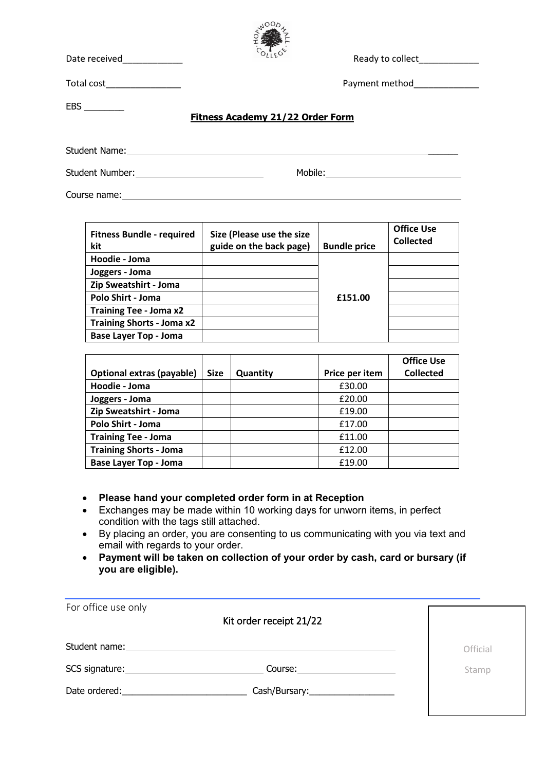Date received____________

Ready to collect____________

Total cost_______________

Payment method_____________

EBS ________

**Fitness Academy 21/22 Order Form**

Student Name: ______

Student Number:

Mobile:

Course name:

| Fitness Bundle - required kit | Size (Please use the size guide on the back page) | Bundle price | Office Use Collected |
|---|---|---|---|
| **Hoodie - Joma** | | **£151.00** | |
| **Joggers - Joma** | | | |
| **Zip Sweatshirt - Joma** | | | |
| **Polo Shirt - Joma** | | | |
| **Training Tee - Joma x2** | | | |
| **Training Shorts - Joma x2** | | | |
| **Base Layer Top - Joma** | | | |

| Optional extras (payable) | Size | Quantity | Price per item | Office Use Collected |
|---|---|---|---|---|
| **Hoodie - Joma** | | | £30.00 | |
| **Joggers - Joma** | | | £20.00 | |
| **Zip Sweatshirt - Joma** | | | £19.00 | |
| **Polo Shirt - Joma** | | | £17.00 | |
| **Training Tee - Joma** | | | £11.00 | |
| **Training Shorts - Joma** | | | £12.00 | |
| **Base Layer Top - Joma** | | | £19.00 | |

- **Please hand your completed order form in at Reception**
- Exchanges may be made within 10 working days for unworn items, in perfect condition with the tags still attached.
- By placing an order, you are consenting to us communicating with you via text and email with regards to your order.
- **Payment will be taken on collection of your order by cash, card or bursary (if you are eligible).**

For office use only

Kit order receipt 21/22

Student name:

SCS signature: Course:

Date ordered:_________________________ Cash/Bursary:_________________

Official Stamp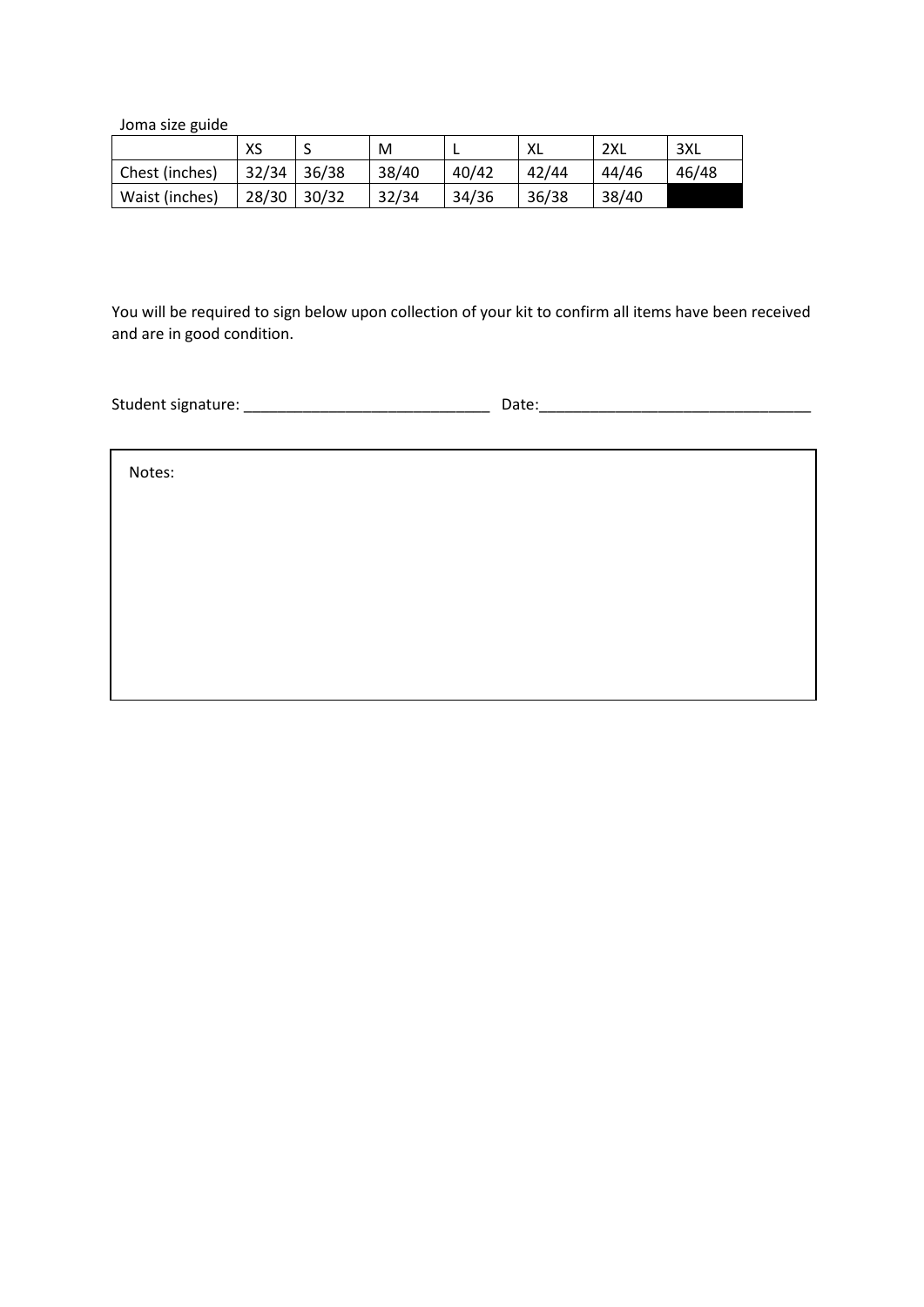Joma size guide

| | XS | S | M | L | XL | 2XL | 3XL |
|---|---|---|---|---|---|---|---|
| Chest (inches) | 32/34 | 36/38 | 38/40 | 40/42 | 42/44 | 44/46 | 46/48 |
| Waist (inches) | 28/30 | 30/32 | 32/34 | 34/36 | 36/38 | 38/40 | |

You will be required to sign below upon collection of your kit to confirm all items have been received and are in good condition.

Student signature: _____________________________ Date:________________________________

Notes: